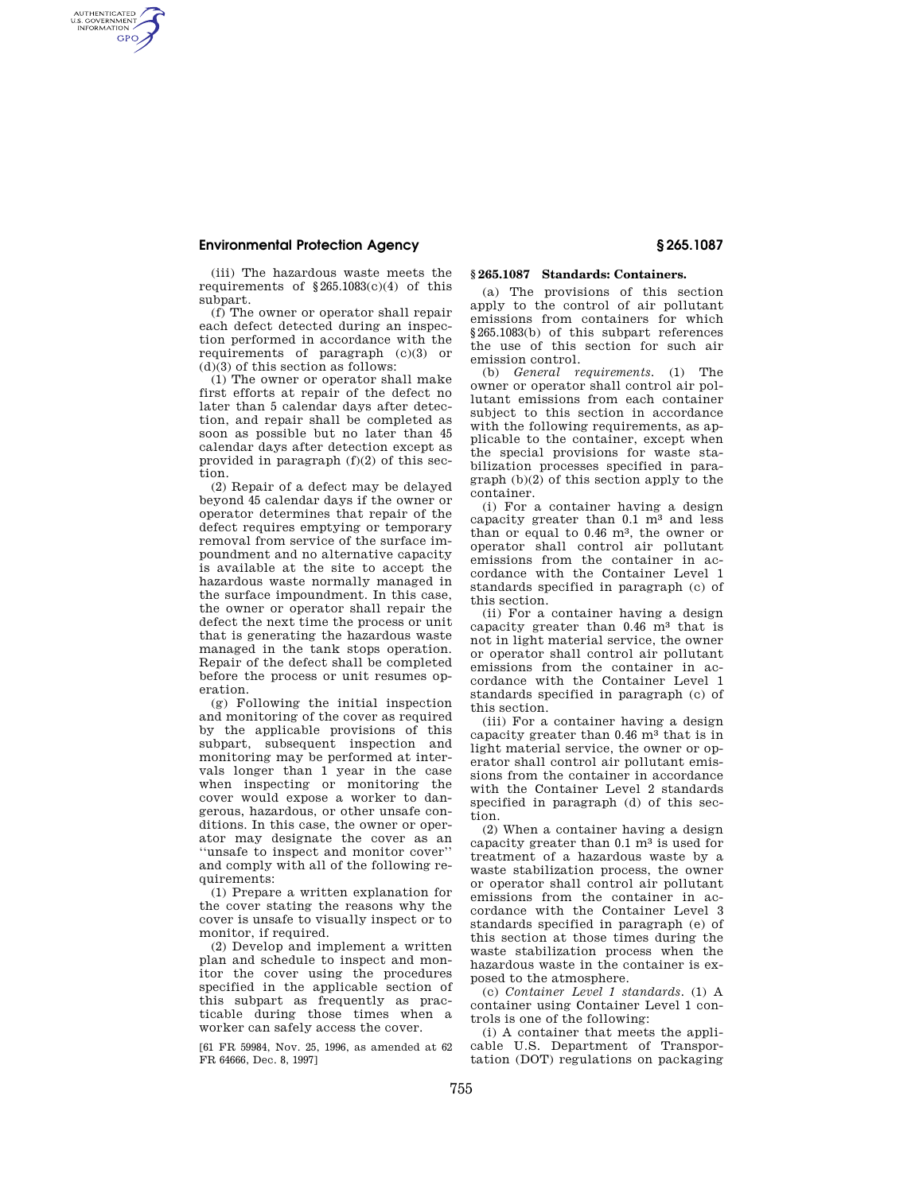(iii) The hazardous waste meets the requirements of §265.1083(c)(4) of this subpart.

(f) The owner or operator shall repair each defect detected during an inspection performed in accordance with the requirements of paragraph (c)(3) or (d)(3) of this section as follows:

(1) The owner or operator shall make first efforts at repair of the defect no later than 5 calendar days after detection, and repair shall be completed as soon as possible but no later than 45 calendar days after detection except as provided in paragraph (f)(2) of this section.

(2) Repair of a defect may be delayed beyond 45 calendar days if the owner or operator determines that repair of the defect requires emptying or temporary removal from service of the surface impoundment and no alternative capacity is available at the site to accept the hazardous waste normally managed in the surface impoundment. In this case, the owner or operator shall repair the defect the next time the process or unit that is generating the hazardous waste managed in the tank stops operation. Repair of the defect shall be completed before the process or unit resumes operation.

(g) Following the initial inspection and monitoring of the cover as required by the applicable provisions of this subpart, subsequent inspection and monitoring may be performed at intervals longer than 1 year in the case when inspecting or monitoring the cover would expose a worker to dangerous, hazardous, or other unsafe conditions. In this case, the owner or operator may designate the cover as an ''unsafe to inspect and monitor cover'' and comply with all of the following requirements:

(1) Prepare a written explanation for the cover stating the reasons why the cover is unsafe to visually inspect or to monitor, if required.

(2) Develop and implement a written plan and schedule to inspect and monitor the cover using the procedures specified in the applicable section of this subpart as frequently as practicable during those times when a worker can safely access the cover.

[61 FR 59984, Nov. 25, 1996, as amended at 62 FR 64666, Dec. 8, 1997]

## §265.1087 Standards: Containers.

(a) The provisions of this section apply to the control of air pollutant emissions from containers for which §265.1083(b) of this subpart references the use of this section for such air emission control.

(b) *General requirements.* (1) The owner or operator shall control air pollutant emissions from each container subject to this section in accordance with the following requirements, as applicable to the container, except when the special provisions for waste stabilization processes specified in paragraph (b)(2) of this section apply to the container.

(i) For a container having a design capacity greater than 0.1 $m^3$ and less than or equal to 0.46 $m^3$, the owner or operator shall control air pollutant emissions from the container in accordance with the Container Level 1 standards specified in paragraph (c) of this section.

(ii) For a container having a design capacity greater than 0.46 $m^3$ that is not in light material service, the owner or operator shall control air pollutant emissions from the container in accordance with the Container Level 1 standards specified in paragraph (c) of this section.

(iii) For a container having a design capacity greater than 0.46 $m^3$ that is in light material service, the owner or operator shall control air pollutant emissions from the container in accordance with the Container Level 2 standards specified in paragraph (d) of this section.

(2) When a container having a design capacity greater than 0.1 $m^3$ is used for treatment of a hazardous waste by a waste stabilization process, the owner or operator shall control air pollutant emissions from the container in accordance with the Container Level 3 standards specified in paragraph (e) of this section at those times during the waste stabilization process when the hazardous waste in the container is exposed to the atmosphere.

(c) *Container Level 1 standards.* (1) A container using Container Level 1 controls is one of the following:

(i) A container that meets the applicable U.S. Department of Transportation (DOT) regulations on packaging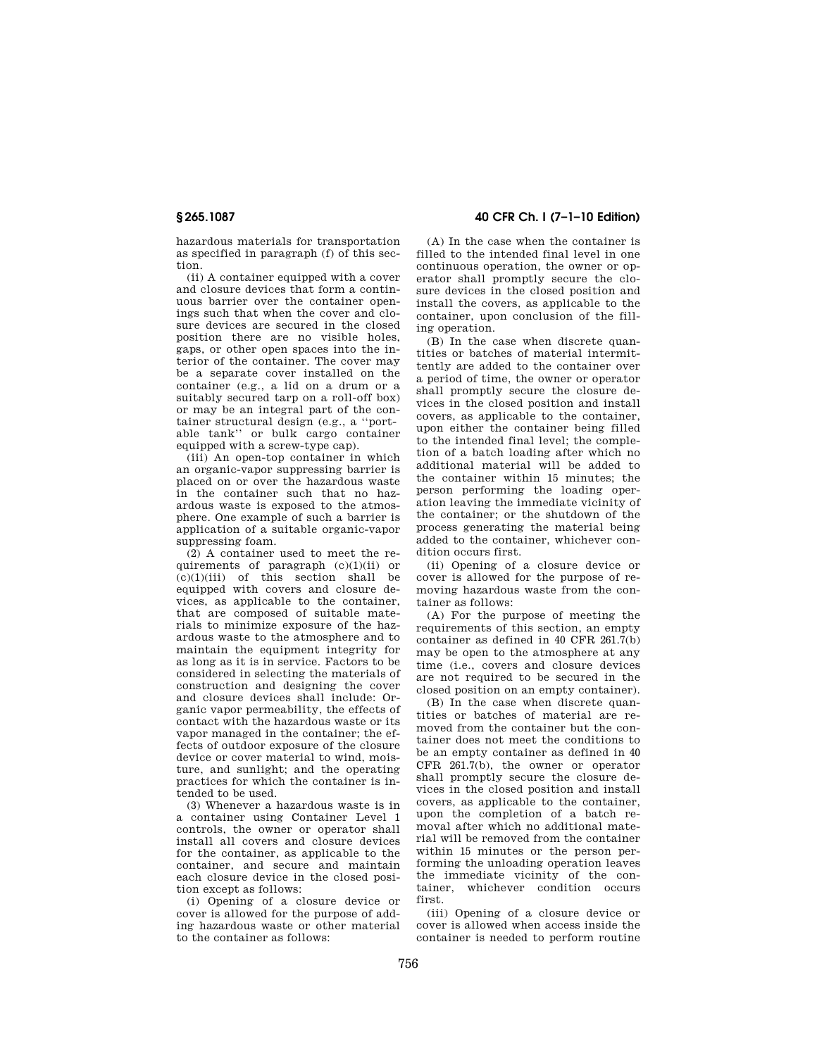hazardous materials for transportation as specified in paragraph (f) of this section.

(ii) A container equipped with a cover and closure devices that form a continuous barrier over the container openings such that when the cover and closure devices are secured in the closed position there are no visible holes, gaps, or other open spaces into the interior of the container. The cover may be a separate cover installed on the container (e.g., a lid on a drum or a suitably secured tarp on a roll-off box) or may be an integral part of the container structural design (e.g., a "portable tank" or bulk cargo container equipped with a screw-type cap).

(iii) An open-top container in which an organic-vapor suppressing barrier is placed on or over the hazardous waste in the container such that no hazardous waste is exposed to the atmosphere. One example of such a barrier is application of a suitable organic-vapor suppressing foam.

(2) A container used to meet the requirements of paragraph (c)(1)(ii) or (c)(1)(iii) of this section shall be equipped with covers and closure devices, as applicable to the container, that are composed of suitable materials to minimize exposure of the hazardous waste to the atmosphere and to maintain the equipment integrity for as long as it is in service. Factors to be considered in selecting the materials of construction and designing the cover and closure devices shall include: Organic vapor permeability, the effects of contact with the hazardous waste or its vapor managed in the container; the effects of outdoor exposure of the closure device or cover material to wind, moisture, and sunlight; and the operating practices for which the container is intended to be used.

(3) Whenever a hazardous waste is in a container using Container Level 1 controls, the owner or operator shall install all covers and closure devices for the container, as applicable to the container, and secure and maintain each closure device in the closed position except as follows:

(i) Opening of a closure device or cover is allowed for the purpose of adding hazardous waste or other material to the container as follows:

(A) In the case when the container is filled to the intended final level in one continuous operation, the owner or operator shall promptly secure the closure devices in the closed position and install the covers, as applicable to the container, upon conclusion of the filling operation.

(B) In the case when discrete quantities or batches of material intermittently are added to the container over a period of time, the owner or operator shall promptly secure the closure devices in the closed position and install covers, as applicable to the container, upon either the container being filled to the intended final level; the completion of a batch loading after which no additional material will be added to the container within 15 minutes; the person performing the loading operation leaving the immediate vicinity of the container; or the shutdown of the process generating the material being added to the container, whichever condition occurs first.

(ii) Opening of a closure device or cover is allowed for the purpose of removing hazardous waste from the container as follows:

(A) For the purpose of meeting the requirements of this section, an empty container as defined in 40 CFR 261.7(b) may be open to the atmosphere at any time (i.e., covers and closure devices are not required to be secured in the closed position on an empty container).

(B) In the case when discrete quantities or batches of material are removed from the container but the container does not meet the conditions to be an empty container as defined in 40 CFR 261.7(b), the owner or operator shall promptly secure the closure devices in the closed position and install covers, as applicable to the container, upon the completion of a batch removal after which no additional material will be removed from the container within 15 minutes or the person performing the unloading operation leaves the immediate vicinity of the container, whichever condition occurs first.

(iii) Opening of a closure device or cover is allowed when access inside the container is needed to perform routine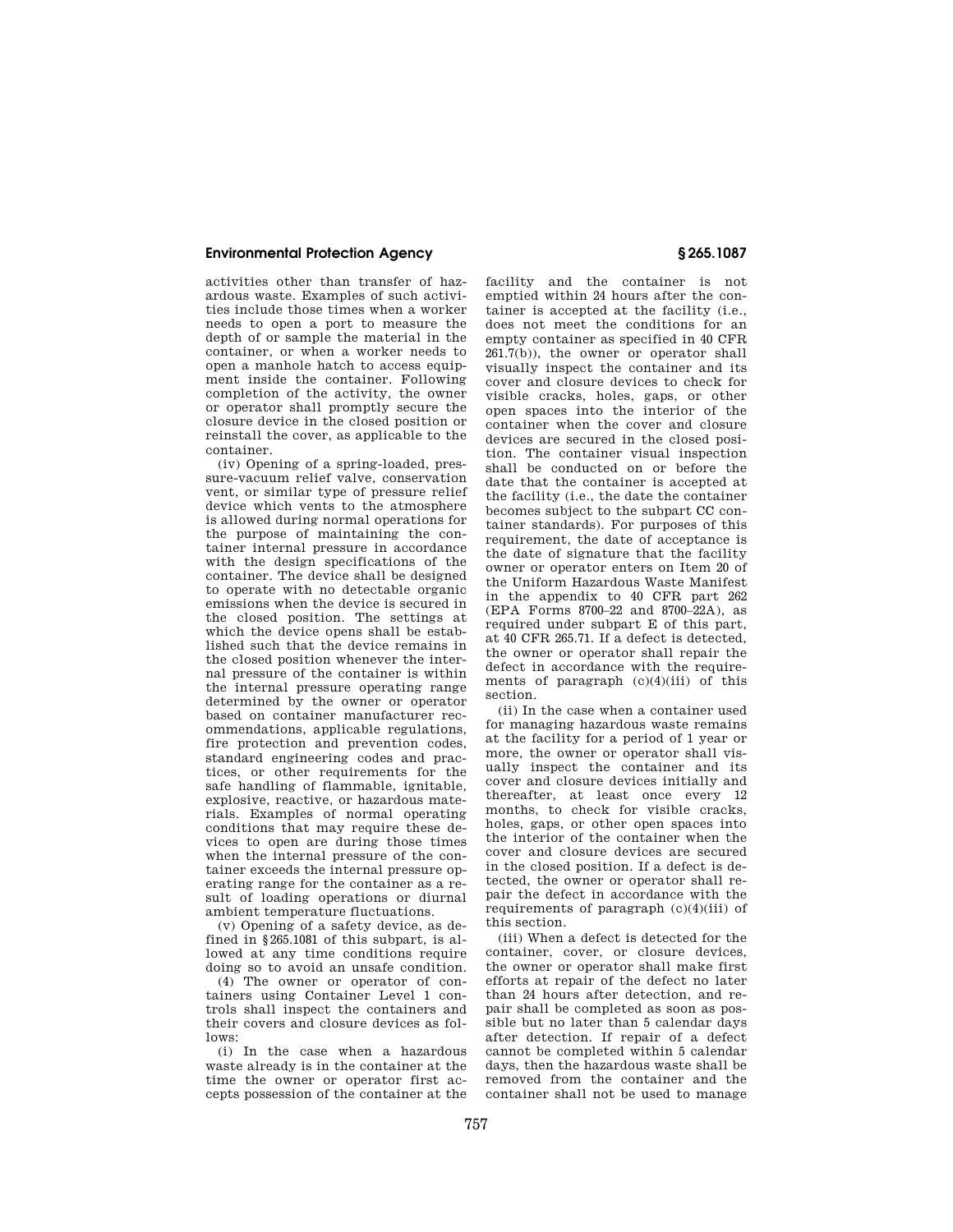activities other than transfer of hazardous waste. Examples of such activities include those times when a worker needs to open a port to measure the depth of or sample the material in the container, or when a worker needs to open a manhole hatch to access equipment inside the container. Following completion of the activity, the owner or operator shall promptly secure the closure device in the closed position or reinstall the cover, as applicable to the container.

(iv) Opening of a spring-loaded, pressure-vacuum relief valve, conservation vent, or similar type of pressure relief device which vents to the atmosphere is allowed during normal operations for the purpose of maintaining the container internal pressure in accordance with the design specifications of the container. The device shall be designed to operate with no detectable organic emissions when the device is secured in the closed position. The settings at which the device opens shall be established such that the device remains in the closed position whenever the internal pressure of the container is within the internal pressure operating range determined by the owner or operator based on container manufacturer recommendations, applicable regulations, fire protection and prevention codes, standard engineering codes and practices, or other requirements for the safe handling of flammable, ignitable, explosive, reactive, or hazardous materials. Examples of normal operating conditions that may require these devices to open are during those times when the internal pressure of the container exceeds the internal pressure operating range for the container as a result of loading operations or diurnal ambient temperature fluctuations.

(v) Opening of a safety device, as defined in §265.1081 of this subpart, is allowed at any time conditions require doing so to avoid an unsafe condition.

(4) The owner or operator of containers using Container Level 1 controls shall inspect the containers and their covers and closure devices as follows:

(i) In the case when a hazardous waste already is in the container at the time the owner or operator first accepts possession of the container at the facility and the container is not emptied within 24 hours after the container is accepted at the facility (i.e., does not meet the conditions for an empty container as specified in 40 CFR 261.7(b)), the owner or operator shall visually inspect the container and its cover and closure devices to check for visible cracks, holes, gaps, or other open spaces into the interior of the container when the cover and closure devices are secured in the closed position. The container visual inspection shall be conducted on or before the date that the container is accepted at the facility (i.e., the date the container becomes subject to the subpart CC container standards). For purposes of this requirement, the date of acceptance is the date of signature that the facility owner or operator enters on Item 20 of the Uniform Hazardous Waste Manifest in the appendix to 40 CFR part 262 (EPA Forms 8700–22 and 8700–22A), as required under subpart E of this part, at 40 CFR 265.71. If a defect is detected, the owner or operator shall repair the defect in accordance with the requirements of paragraph (c)(4)(iii) of this section.

(ii) In the case when a container used for managing hazardous waste remains at the facility for a period of 1 year or more, the owner or operator shall visually inspect the container and its cover and closure devices initially and thereafter, at least once every 12 months, to check for visible cracks, holes, gaps, or other open spaces into the interior of the container when the cover and closure devices are secured in the closed position. If a defect is detected, the owner or operator shall repair the defect in accordance with the requirements of paragraph (c)(4)(iii) of this section.

(iii) When a defect is detected for the container, cover, or closure devices, the owner or operator shall make first efforts at repair of the defect no later than 24 hours after detection, and repair shall be completed as soon as possible but no later than 5 calendar days after detection. If repair of a defect cannot be completed within 5 calendar days, then the hazardous waste shall be removed from the container and the container shall not be used to manage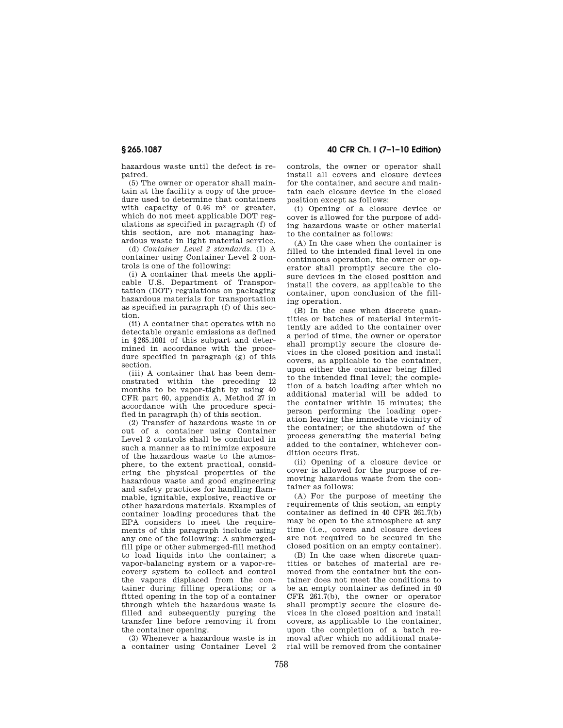hazardous waste until the defect is repaired.

(5) The owner or operator shall maintain at the facility a copy of the procedure used to determine that containers with capacity of 0.46 $m^3$ or greater, which do not meet applicable DOT regulations as specified in paragraph (f) of this section, are not managing hazardous waste in light material service.

(d) *Container Level 2 standards.* (1) A container using Container Level 2 controls is one of the following:

(i) A container that meets the applicable U.S. Department of Transportation (DOT) regulations on packaging hazardous materials for transportation as specified in paragraph (f) of this section.

(ii) A container that operates with no detectable organic emissions as defined in §265.1081 of this subpart and determined in accordance with the procedure specified in paragraph (g) of this section.

(iii) A container that has been demonstrated within the preceding 12 months to be vapor-tight by using 40 CFR part 60, appendix A, Method 27 in accordance with the procedure specified in paragraph (h) of this section.

(2) Transfer of hazardous waste in or out of a container using Container Level 2 controls shall be conducted in such a manner as to minimize exposure of the hazardous waste to the atmosphere, to the extent practical, considering the physical properties of the hazardous waste and good engineering and safety practices for handling flammable, ignitable, explosive, reactive or other hazardous materials. Examples of container loading procedures that the EPA considers to meet the requirements of this paragraph include using any one of the following: A submerged-fill pipe or other submerged-fill method to load liquids into the container; a vapor-balancing system or a vapor-recovery system to collect and control the vapors displaced from the container during filling operations; or a fitted opening in the top of a container through which the hazardous waste is filled and subsequently purging the transfer line before removing it from the container opening.

(3) Whenever a hazardous waste is in a container using Container Level 2 controls, the owner or operator shall install all covers and closure devices for the container, and secure and maintain each closure device in the closed position except as follows:

(i) Opening of a closure device or cover is allowed for the purpose of adding hazardous waste or other material to the container as follows:

(A) In the case when the container is filled to the intended final level in one continuous operation, the owner or operator shall promptly secure the closure devices in the closed position and install the covers, as applicable to the container, upon conclusion of the filling operation.

(B) In the case when discrete quantities or batches of material intermittently are added to the container over a period of time, the owner or operator shall promptly secure the closure devices in the closed position and install covers, as applicable to the container, upon either the container being filled to the intended final level; the completion of a batch loading after which no additional material will be added to the container within 15 minutes; the person performing the loading operation leaving the immediate vicinity of the container; or the shutdown of the process generating the material being added to the container, whichever condition occurs first.

(ii) Opening of a closure device or cover is allowed for the purpose of removing hazardous waste from the container as follows:

(A) For the purpose of meeting the requirements of this section, an empty container as defined in 40 CFR 261.7(b) may be open to the atmosphere at any time (i.e., covers and closure devices are not required to be secured in the closed position on an empty container).

(B) In the case when discrete quantities or batches of material are removed from the container but the container does not meet the conditions to be an empty container as defined in 40 CFR 261.7(b), the owner or operator shall promptly secure the closure devices in the closed position and install covers, as applicable to the container, upon the completion of a batch removal after which no additional material will be removed from the container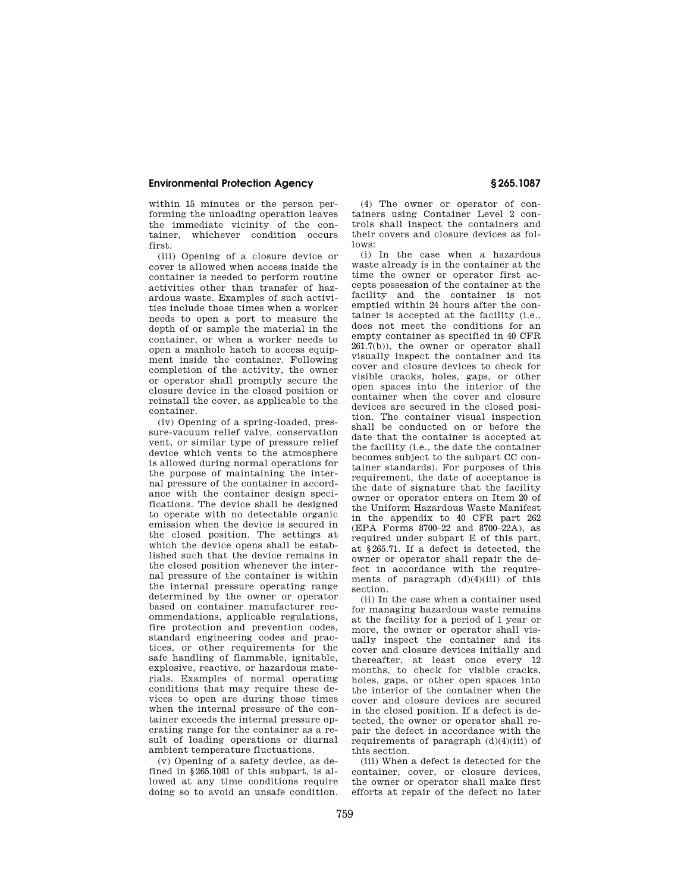within 15 minutes or the person performing the unloading operation leaves the immediate vicinity of the container, whichever condition occurs first.

(iii) Opening of a closure device or cover is allowed when access inside the container is needed to perform routine activities other than transfer of hazardous waste. Examples of such activities include those times when a worker needs to open a port to measure the depth of or sample the material in the container, or when a worker needs to open a manhole hatch to access equipment inside the container. Following completion of the activity, the owner or operator shall promptly secure the closure device in the closed position or reinstall the cover, as applicable to the container.

(iv) Opening of a spring-loaded, pressure-vacuum relief valve, conservation vent, or similar type of pressure relief device which vents to the atmosphere is allowed during normal operations for the purpose of maintaining the internal pressure of the container in accordance with the container design specifications. The device shall be designed to operate with no detectable organic emission when the device is secured in the closed position. The settings at which the device opens shall be established such that the device remains in the closed position whenever the internal pressure of the container is within the internal pressure operating range determined by the owner or operator based on container manufacturer recommendations, applicable regulations, fire protection and prevention codes, standard engineering codes and practices, or other requirements for the safe handling of flammable, ignitable, explosive, reactive, or hazardous materials. Examples of normal operating conditions that may require these devices to open are during those times when the internal pressure of the container exceeds the internal pressure operating range for the container as a result of loading operations or diurnal ambient temperature fluctuations.

(v) Opening of a safety device, as defined in §265.1081 of this subpart, is allowed at any time conditions require doing so to avoid an unsafe condition.

(4) The owner or operator of containers using Container Level 2 controls shall inspect the containers and their covers and closure devices as follows:

(i) In the case when a hazardous waste already is in the container at the time the owner or operator first accepts possession of the container at the facility and the container is not emptied within 24 hours after the container is accepted at the facility (i.e., does not meet the conditions for an empty container as specified in 40 CFR 261.7(b)), the owner or operator shall visually inspect the container and its cover and closure devices to check for visible cracks, holes, gaps, or other open spaces into the interior of the container when the cover and closure devices are secured in the closed position. The container visual inspection shall be conducted on or before the date that the container is accepted at the facility (i.e., the date the container becomes subject to the subpart CC container standards). For purposes of this requirement, the date of acceptance is the date of signature that the facility owner or operator enters on Item 20 of the Uniform Hazardous Waste Manifest in the appendix to 40 CFR part 262 (EPA Forms 8700–22 and 8700–22A), as required under subpart E of this part, at §265.71. If a defect is detected, the owner or operator shall repair the defect in accordance with the requirements of paragraph (d)(4)(iii) of this section.

(ii) In the case when a container used for managing hazardous waste remains at the facility for a period of 1 year or more, the owner or operator shall visually inspect the container and its cover and closure devices initially and thereafter, at least once every 12 months, to check for visible cracks, holes, gaps, or other open spaces into the interior of the container when the cover and closure devices are secured in the closed position. If a defect is detected, the owner or operator shall repair the defect in accordance with the requirements of paragraph (d)(4)(iii) of this section.

(iii) When a defect is detected for the container, cover, or closure devices, the owner or operator shall make first efforts at repair of the defect no later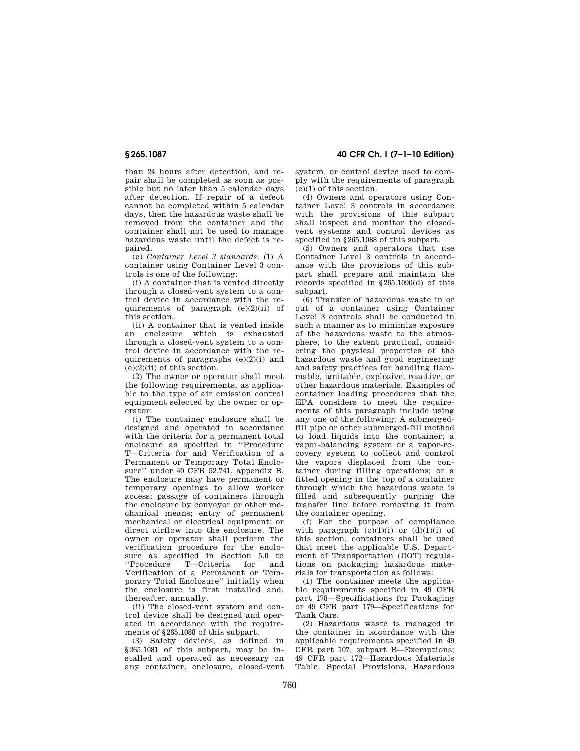than 24 hours after detection, and repair shall be completed as soon as possible but no later than 5 calendar days after detection. If repair of a defect cannot be completed within 5 calendar days, then the hazardous waste shall be removed from the container and the container shall not be used to manage hazardous waste until the defect is repaired.

(e) *Container Level 3 standards.* (1) A container using Container Level 3 controls is one of the following:

(i) A container that is vented directly through a closed-vent system to a control device in accordance with the requirements of paragraph (e)(2)(ii) of this section.

(ii) A container that is vented inside an enclosure which is exhausted through a closed-vent system to a control device in accordance with the requirements of paragraphs (e)(2)(i) and (e)(2)(ii) of this section.

(2) The owner or operator shall meet the following requirements, as applicable to the type of air emission control equipment selected by the owner or operator:

(i) The container enclosure shall be designed and operated in accordance with the criteria for a permanent total enclosure as specified in ''Procedure T—Criteria for and Verification of a Permanent or Temporary Total Enclosure'' under 40 CFR 52.741, appendix B. The enclosure may have permanent or temporary openings to allow worker access; passage of containers through the enclosure by conveyor or other mechanical means; entry of permanent mechanical or electrical equipment; or direct airflow into the enclosure. The owner or operator shall perform the verification procedure for the enclosure as specified in Section 5.0 to ''Procedure T—Criteria for and Verification of a Permanent or Temporary Total Enclosure'' initially when the enclosure is first installed and, thereafter, annually.

(ii) The closed-vent system and control device shall be designed and operated in accordance with the requirements of §265.1088 of this subpart.

(3) Safety devices, as defined in §265.1081 of this subpart, may be installed and operated as necessary on any container, enclosure, closed-vent system, or control device used to comply with the requirements of paragraph (e)(1) of this section.

(4) Owners and operators using Container Level 3 controls in accordance with the provisions of this subpart shall inspect and monitor the closed-vent systems and control devices as specified in §265.1088 of this subpart.

(5) Owners and operators that use Container Level 3 controls in accordance with the provisions of this subpart shall prepare and maintain the records specified in §265.1090(d) of this subpart.

(6) Transfer of hazardous waste in or out of a container using Container Level 3 controls shall be conducted in such a manner as to minimize exposure of the hazardous waste to the atmosphere, to the extent practical, considering the physical properties of the hazardous waste and good engineering and safety practices for handling flammable, ignitable, explosive, reactive, or other hazardous materials. Examples of container loading procedures that the EPA considers to meet the requirements of this paragraph include using any one of the following: A submerged-fill pipe or other submerged-fill method to load liquids into the container; a vapor-balancing system or a vapor-recovery system to collect and control the vapors displaced from the container during filling operations; or a fitted opening in the top of a container through which the hazardous waste is filled and subsequently purging the transfer line before removing it from the container opening.

(f) For the purpose of compliance with paragraph (c)(1)(i) or (d)(1)(i) of this section, containers shall be used that meet the applicable U.S. Department of Transportation (DOT) regulations on packaging hazardous materials for transportation as follows:

(1) The container meets the applicable requirements specified in 49 CFR part 178—Specifications for Packaging or 49 CFR part 179—Specifications for Tank Cars.

(2) Hazardous waste is managed in the container in accordance with the applicable requirements specified in 49 CFR part 107, subpart B—Exemptions; 49 CFR part 172—Hazardous Materials Table, Special Provisions, Hazardous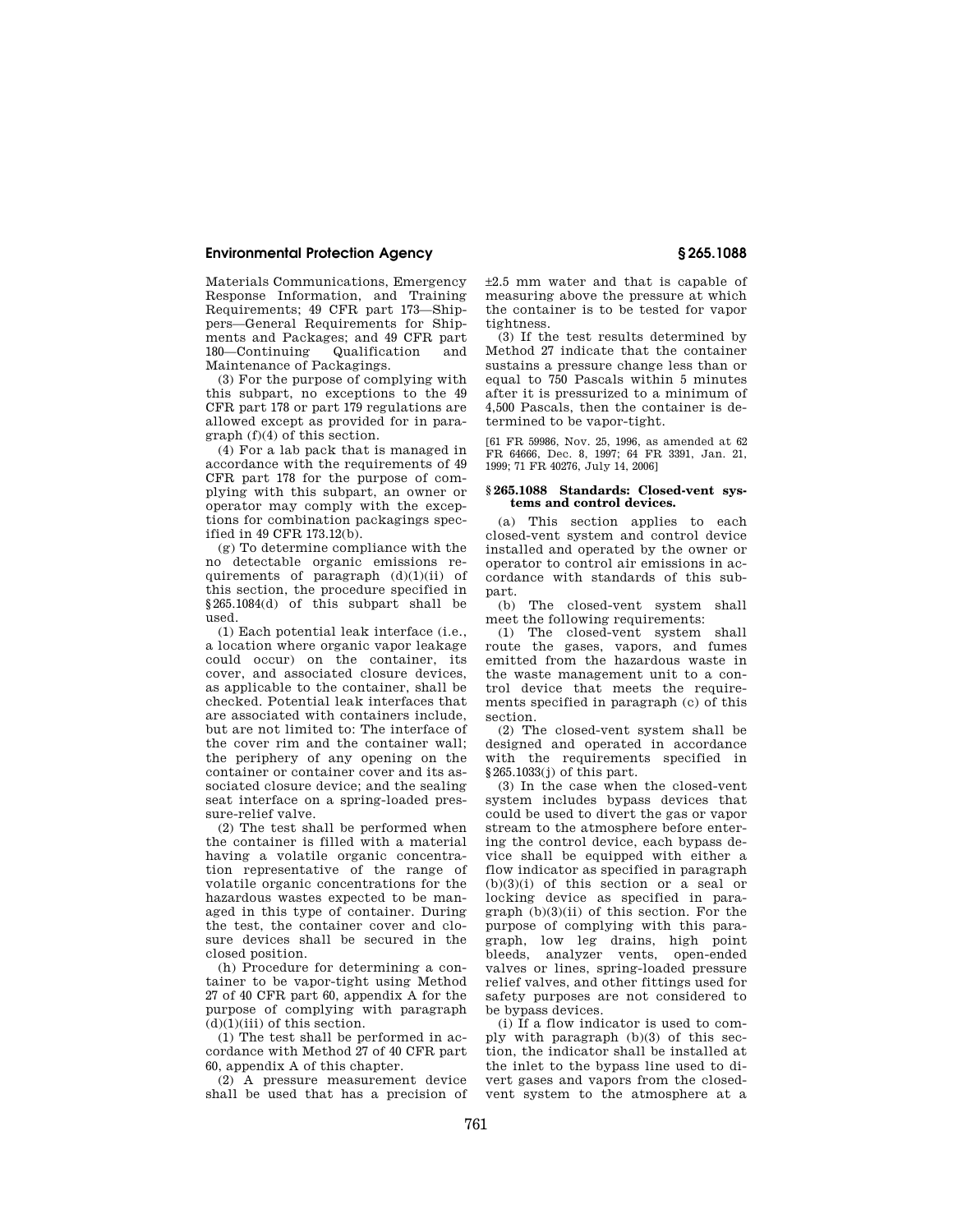Materials Communications, Emergency Response Information, and Training Requirements; 49 CFR part 173—Shippers—General Requirements for Shipments and Packages; and 49 CFR part 180—Continuing Qualification and Maintenance of Packagings.

(3) For the purpose of complying with this subpart, no exceptions to the 49 CFR part 178 or part 179 regulations are allowed except as provided for in paragraph (f)(4) of this section.

(4) For a lab pack that is managed in accordance with the requirements of 49 CFR part 178 for the purpose of complying with this subpart, an owner or operator may comply with the exceptions for combination packagings specified in 49 CFR 173.12(b).

(g) To determine compliance with the no detectable organic emissions requirements of paragraph (d)(1)(ii) of this section, the procedure specified in §265.1084(d) of this subpart shall be used.

(1) Each potential leak interface (i.e., a location where organic vapor leakage could occur) on the container, its cover, and associated closure devices, as applicable to the container, shall be checked. Potential leak interfaces that are associated with containers include, but are not limited to: The interface of the cover rim and the container wall; the periphery of any opening on the container or container cover and its associated closure device; and the sealing seat interface on a spring-loaded pressure-relief valve.

(2) The test shall be performed when the container is filled with a material having a volatile organic concentration representative of the range of volatile organic concentrations for the hazardous wastes expected to be managed in this type of container. During the test, the container cover and closure devices shall be secured in the closed position.

(h) Procedure for determining a container to be vapor-tight using Method 27 of 40 CFR part 60, appendix A for the purpose of complying with paragraph (d)(1)(iii) of this section.

(1) The test shall be performed in accordance with Method 27 of 40 CFR part 60, appendix A of this chapter.

(2) A pressure measurement device shall be used that has a precision of ±2.5 mm water and that is capable of measuring above the pressure at which the container is to be tested for vapor tightness.

(3) If the test results determined by Method 27 indicate that the container sustains a pressure change less than or equal to 750 Pascals within 5 minutes after it is pressurized to a minimum of 4,500 Pascals, then the container is determined to be vapor-tight.

[61 FR 59986, Nov. 25, 1996, as amended at 62 FR 64666, Dec. 8, 1997; 64 FR 3391, Jan. 21, 1999; 71 FR 40276, July 14, 2006]

### §265.1088 Standards: Closed-vent systems and control devices.

(a) This section applies to each closed-vent system and control device installed and operated by the owner or operator to control air emissions in accordance with standards of this subpart.

(b) The closed-vent system shall meet the following requirements:

(1) The closed-vent system shall route the gases, vapors, and fumes emitted from the hazardous waste in the waste management unit to a control device that meets the requirements specified in paragraph (c) of this section.

(2) The closed-vent system shall be designed and operated in accordance with the requirements specified in §265.1033(j) of this part.

(3) In the case when the closed-vent system includes bypass devices that could be used to divert the gas or vapor stream to the atmosphere before entering the control device, each bypass device shall be equipped with either a flow indicator as specified in paragraph (b)(3)(i) of this section or a seal or locking device as specified in paragraph (b)(3)(ii) of this section. For the purpose of complying with this paragraph, low leg drains, high point bleeds, analyzer vents, open-ended valves or lines, spring-loaded pressure relief valves, and other fittings used for safety purposes are not considered to be bypass devices.

(i) If a flow indicator is used to comply with paragraph (b)(3) of this section, the indicator shall be installed at the inlet to the bypass line used to divert gases and vapors from the closed-vent system to the atmosphere at a